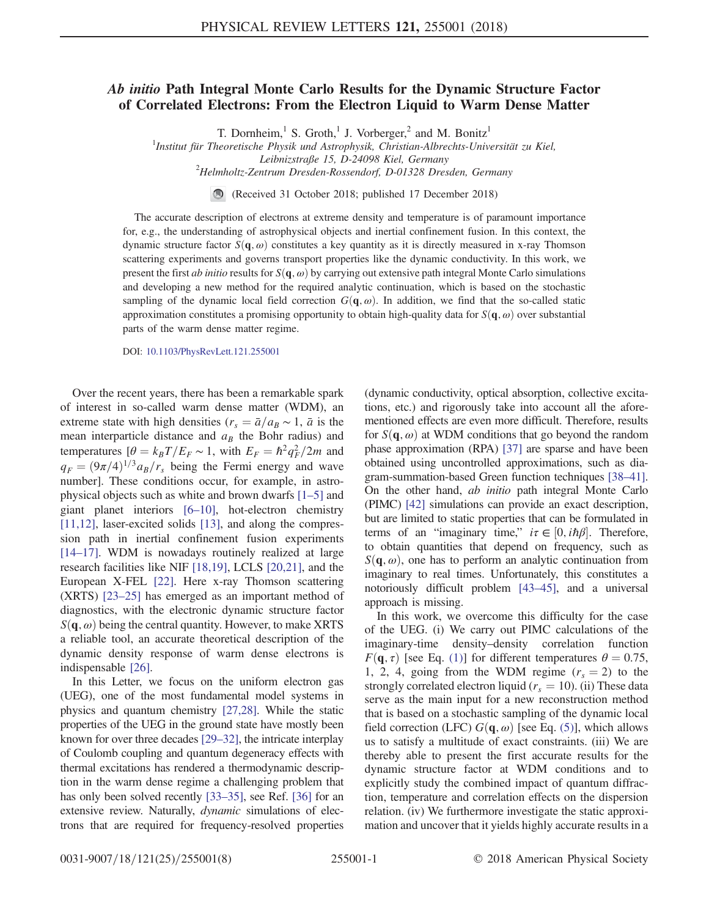# *Ab initio* Path Integral Monte Carlo Results for the Dynamic Structure Factor of Correlated Electrons: From the Electron Liquid to Warm Dense Matter

T. Dornheim,[1] S. Groth,[1] J. Vorberger,[2] and M. Bonitz[1]

[1]Institut für Theoretische Physik und Astrophysik, Christian-Albrechts-Universität zu Kiel, Leibnizstraße 15, D-24098 Kiel, Germany

[2]Helmholtz-Zentrum Dresden-Rossendorf, D-01328 Dresden, Germany

(Received 31 October 2018; published 17 December 2018)

The accurate description of electrons at extreme density and temperature is of paramount importance for, e.g., the understanding of astrophysical objects and inertial confinement fusion. In this context, the dynamic structure factor $S(\mathbf{q},\omega)$ constitutes a key quantity as it is directly measured in x-ray Thomson scattering experiments and governs transport properties like the dynamic conductivity. In this work, we present the first *ab initio* results for $S(\mathbf{q},\omega)$ by carrying out extensive path integral Monte Carlo simulations and developing a new method for the required analytic continuation, which is based on the stochastic sampling of the dynamic local field correction $G(\mathbf{q},\omega)$. In addition, we find that the so-called static approximation constitutes a promising opportunity to obtain high-quality data for $S(\mathbf{q},\omega)$ over substantial parts of the warm dense matter regime.

DOI: 10.1103/PhysRevLett.121.255001

Over the recent years, there has been a remarkable spark of interest in so-called warm dense matter (WDM), an extreme state with high densities ($r_s = \bar{a}/a_B \sim 1$, $\bar{a}$ is the mean interparticle distance and $a_B$ the Bohr radius) and temperatures [$\theta = k_B T/E_F \sim 1$, with $E_F = \hbar^2 q_F^2/2m$ and $q_F = (9\pi/4)^{1/3} a_B/r_s$ being the Fermi energy and wave number]. These conditions occur, for example, in astrophysical objects such as white and brown dwarfs [1–5] and giant planet interiors [6–10], hot-electron chemistry [11,12], laser-excited solids [13], and along the compression path in inertial confinement fusion experiments [14–17]. WDM is nowadays routinely realized at large research facilities like NIF [18,19], LCLS [20,21], and the European X-FEL [22]. Here x-ray Thomson scattering (XRTS) [23–25] has emerged as an important method of diagnostics, with the electronic dynamic structure factor $S(\mathbf{q},\omega)$ being the central quantity. However, to make XRTS a reliable tool, an accurate theoretical description of the dynamic density response of warm dense electrons is indispensable [26].

In this Letter, we focus on the uniform electron gas (UEG), one of the most fundamental model systems in physics and quantum chemistry [27,28]. While the static properties of the UEG in the ground state have mostly been known for over three decades [29–32], the intricate interplay of Coulomb coupling and quantum degeneracy effects with thermal excitations has rendered a thermodynamic description in the warm dense regime a challenging problem that has only been solved recently [33–35], see Ref. [36] for an extensive review. Naturally, *dynamic* simulations of electrons that are required for frequency-resolved properties (dynamic conductivity, optical absorption, collective excitations, etc.) and rigorously take into account all the aforementioned effects are even more difficult. Therefore, results for $S(\mathbf{q},\omega)$ at WDM conditions that go beyond the random phase approximation (RPA) [37] are sparse and have been obtained using uncontrolled approximations, such as diagram-summation-based Green function techniques [38–41]. On the other hand, *ab initio* path integral Monte Carlo (PIMC) [42] simulations can provide an exact description, but are limited to static properties that can be formulated in terms of an "imaginary time," $i\tau \in [0, i\hbar\beta]$. Therefore, to obtain quantities that depend on frequency, such as $S(\mathbf{q},\omega)$, one has to perform an analytic continuation from imaginary to real times. Unfortunately, this constitutes a notoriously difficult problem [43–45], and a universal approach is missing.

In this work, we overcome this difficulty for the case of the UEG. (i) We carry out PIMC calculations of the imaginary-time density–density correlation function $F(\mathbf{q},\tau)$ [see Eq. (1)] for different temperatures $\theta = 0.75$, 1, 2, 4, going from the WDM regime ($r_s = 2$) to the strongly correlated electron liquid ($r_s = 10$). (ii) These data serve as the main input for a new reconstruction method that is based on a stochastic sampling of the dynamic local field correction (LFC) $G(\mathbf{q},\omega)$ [see Eq. (5)], which allows us to satisfy a multitude of exact constraints. (iii) We are thereby able to present the first accurate results for the dynamic structure factor at WDM conditions and to explicitly study the combined impact of quantum diffraction, temperature and correlation effects on the dispersion relation. (iv) We furthermore investigate the static approximation and uncover that it yields highly accurate results in a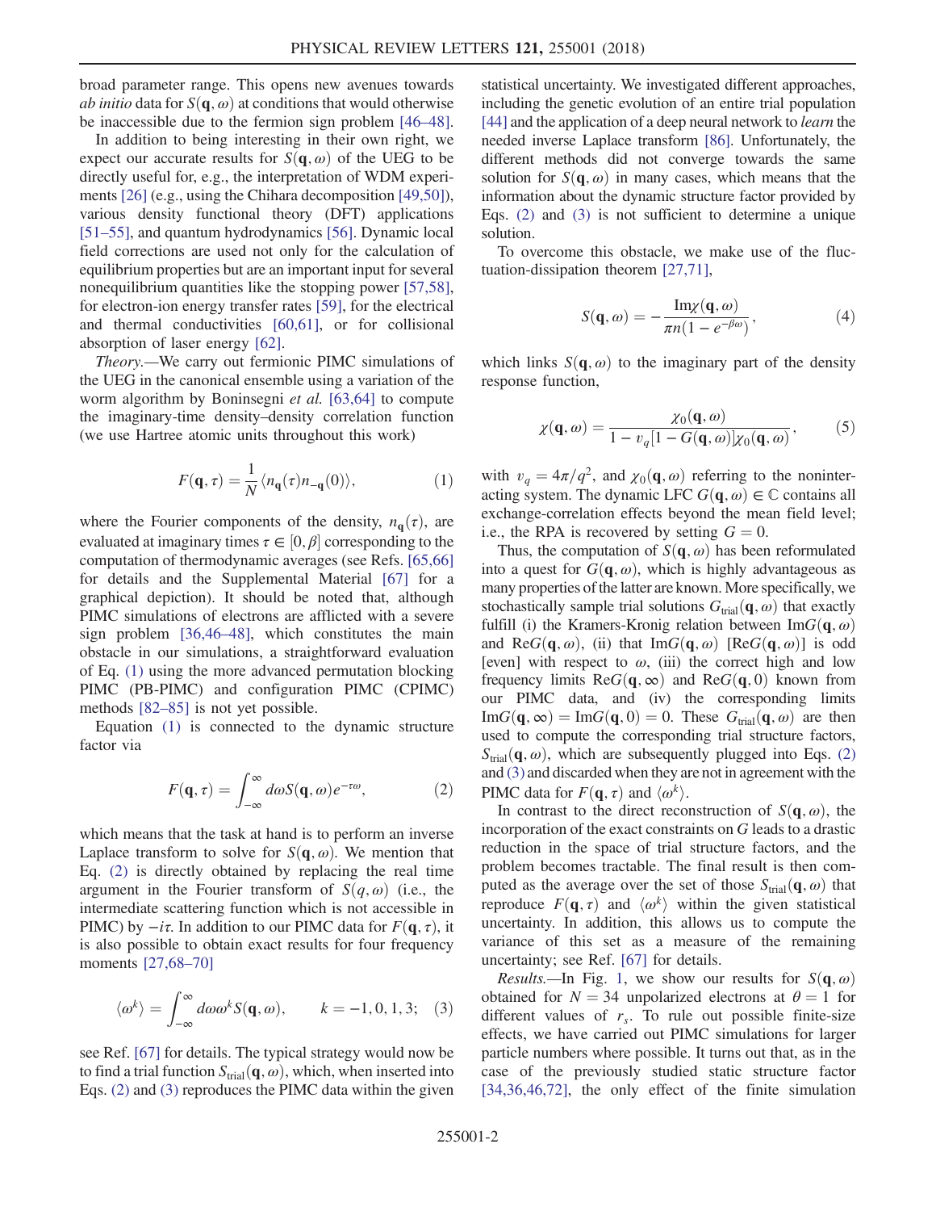broad parameter range. This opens new avenues towards *ab initio* data for $S(\mathbf{q},\omega)$ at conditions that would otherwise be inaccessible due to the fermion sign problem [46–48].

In addition to being interesting in their own right, we expect our accurate results for $S(\mathbf{q},\omega)$ of the UEG to be directly useful for, e.g., the interpretation of WDM experiments [26] (e.g., using the Chihara decomposition [49,50]), various density functional theory (DFT) applications [51–55], and quantum hydrodynamics [56]. Dynamic local field corrections are used not only for the calculation of equilibrium properties but are an important input for several nonequilibrium quantities like the stopping power [57,58], for electron-ion energy transfer rates [59], for the electrical and thermal conductivities [60,61], or for collisional absorption of laser energy [62].

*Theory.*—We carry out fermionic PIMC simulations of the UEG in the canonical ensemble using a variation of the worm algorithm by Boninsegni *et al.* [63,64] to compute the imaginary-time density–density correlation function (we use Hartree atomic units throughout this work)

$$F(\mathbf{q},\tau) = \frac{1}{N}\langle n_{\mathbf{q}}(\tau)n_{-\mathbf{q}}(0)\rangle, \tag{1}$$

where the Fourier components of the density, $n_{\mathbf{q}}(\tau)$, are evaluated at imaginary times $\tau \in [0,\beta]$ corresponding to the computation of thermodynamic averages (see Refs. [65,66] for details and the Supplemental Material [67] for a graphical depiction). It should be noted that, although PIMC simulations of electrons are afflicted with a severe sign problem [36,46–48], which constitutes the main obstacle in our simulations, a straightforward evaluation of Eq. (1) using the more advanced permutation blocking PIMC (PB-PIMC) and configuration PIMC (CPIMC) methods [82–85] is not yet possible.

Equation (1) is connected to the dynamic structure factor via

$$F(\mathbf{q},\tau) = \int_{-\infty}^{\infty} d\omega S(\mathbf{q},\omega)e^{-\tau\omega}, \tag{2}$$

which means that the task at hand is to perform an inverse Laplace transform to solve for $S(\mathbf{q},\omega)$. We mention that Eq. (2) is directly obtained by replacing the real time argument in the Fourier transform of $S(q,\omega)$ (i.e., the intermediate scattering function which is not accessible in PIMC) by $-i\tau$. In addition to our PIMC data for $F(\mathbf{q},\tau)$, it is also possible to obtain exact results for four frequency moments [27,68–70]

$$\langle\omega^k\rangle = \int_{-\infty}^{\infty} d\omega\omega^k S(\mathbf{q},\omega), \qquad k = -1,0,1,3; \tag{3}$$

see Ref. [67] for details. The typical strategy would now be to find a trial function $S_{\mathrm{trial}}(\mathbf{q},\omega)$, which, when inserted into Eqs. (2) and (3) reproduces the PIMC data within the given statistical uncertainty. We investigated different approaches, including the genetic evolution of an entire trial population [44] and the application of a deep neural network to *learn* the needed inverse Laplace transform [86]. Unfortunately, the different methods did not converge towards the same solution for $S(\mathbf{q},\omega)$ in many cases, which means that the information about the dynamic structure factor provided by Eqs. (2) and (3) is not sufficient to determine a unique solution.

To overcome this obstacle, we make use of the fluctuation-dissipation theorem [27,71],

$$S(\mathbf{q},\omega) = -\frac{\mathrm{Im}\chi(\mathbf{q},\omega)}{\pi n(1-e^{-\beta\omega})}, \tag{4}$$

which links $S(\mathbf{q},\omega)$ to the imaginary part of the density response function,

$$\chi(\mathbf{q},\omega) = \frac{\chi_0(\mathbf{q},\omega)}{1 - v_q[1-G(\mathbf{q},\omega)]\chi_0(\mathbf{q},\omega)}, \tag{5}$$

with $v_q = 4\pi/q^2$, and $\chi_0(\mathbf{q},\omega)$ referring to the noninteracting system. The dynamic LFC $G(\mathbf{q},\omega) \in \mathbb{C}$ contains all exchange-correlation effects beyond the mean field level; i.e., the RPA is recovered by setting $G = 0$.

Thus, the computation of $S(\mathbf{q},\omega)$ has been reformulated into a quest for $G(\mathbf{q},\omega)$, which is highly advantageous as many properties of the latter are known. More specifically, we stochastically sample trial solutions $G_{\mathrm{trial}}(\mathbf{q},\omega)$ that exactly fulfill (i) the Kramers-Kronig relation between $\mathrm{Im}G(\mathbf{q},\omega)$ and $\mathrm{Re}G(\mathbf{q},\omega)$, (ii) that $\mathrm{Im}G(\mathbf{q},\omega)$ [$\mathrm{Re}G(\mathbf{q},\omega)$] is odd [even] with respect to $\omega$, (iii) the correct high and low frequency limits $\mathrm{Re}G(\mathbf{q},\infty)$ and $\mathrm{Re}G(\mathbf{q},0)$ known from our PIMC data, and (iv) the corresponding limits $\mathrm{Im}G(\mathbf{q},\infty) = \mathrm{Im}G(\mathbf{q},0) = 0$. These $G_{\mathrm{trial}}(\mathbf{q},\omega)$ are then used to compute the corresponding trial structure factors, $S_{\mathrm{trial}}(\mathbf{q},\omega)$, which are subsequently plugged into Eqs. (2) and (3) and discarded when they are not in agreement with the PIMC data for $F(\mathbf{q},\tau)$ and $\langle\omega^k\rangle$.

In contrast to the direct reconstruction of $S(\mathbf{q},\omega)$, the incorporation of the exact constraints on $G$ leads to a drastic reduction in the space of trial structure factors, and the problem becomes tractable. The final result is then computed as the average over the set of those $S_{\mathrm{trial}}(\mathbf{q},\omega)$ that reproduce $F(\mathbf{q},\tau)$ and $\langle\omega^k\rangle$ within the given statistical uncertainty. In addition, this allows us to compute the variance of this set as a measure of the remaining uncertainty; see Ref. [67] for details.

*Results.*—In Fig. 1, we show our results for $S(\mathbf{q},\omega)$ obtained for $N = 34$ unpolarized electrons at $\theta = 1$ for different values of $r_s$. To rule out possible finite-size effects, we have carried out PIMC simulations for larger particle numbers where possible. It turns out that, as in the case of the previously studied static structure factor [34,36,46,72], the only effect of the finite simulation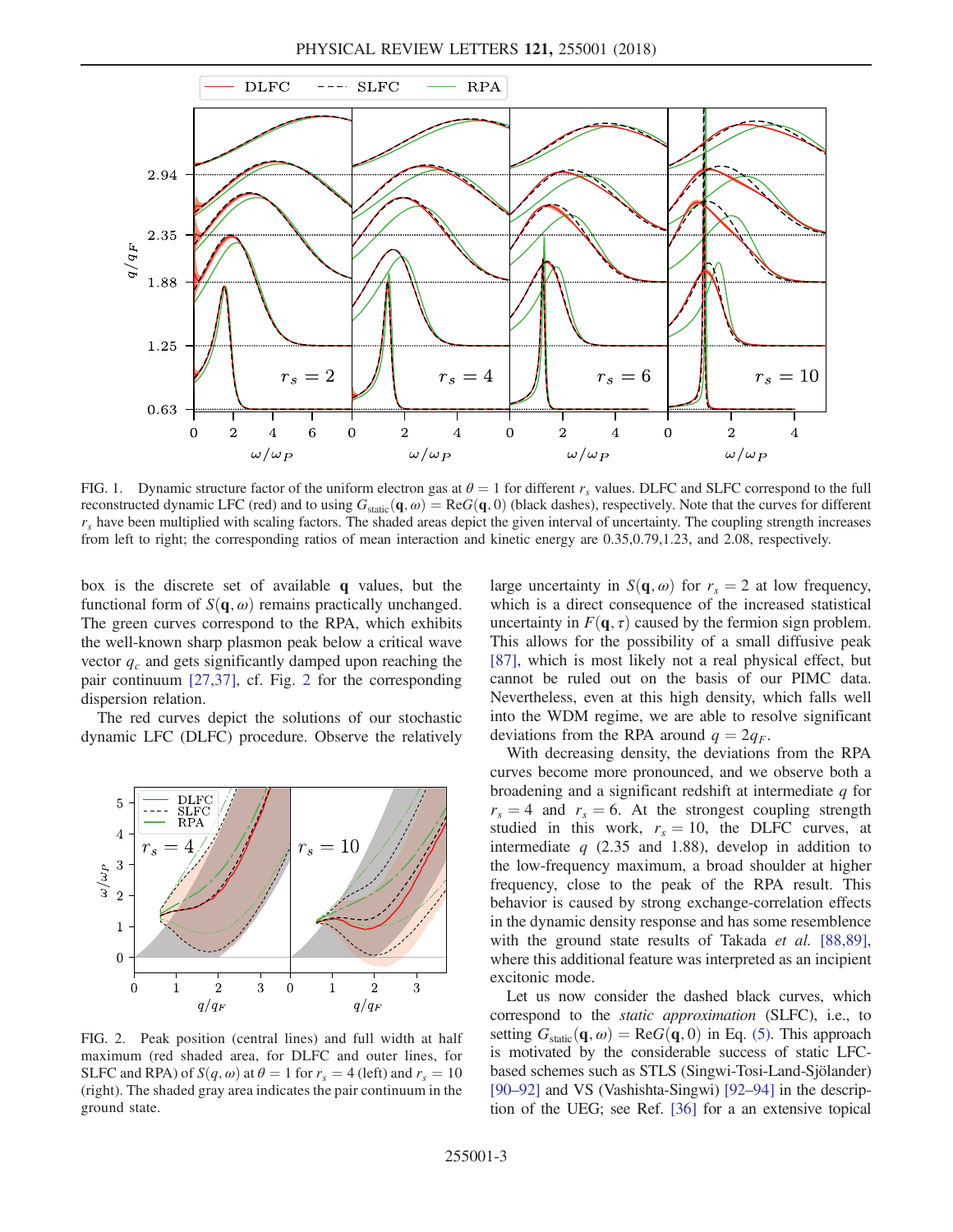FIG. 1. Dynamic structure factor of the uniform electron gas at $\theta = 1$ for different $r_s$ values. DLFC and SLFC correspond to the full reconstructed dynamic LFC (red) and to using $G_{\text{static}}(\mathbf{q}, \omega) = \text{Re}G(\mathbf{q}, 0)$ (black dashes), respectively. Note that the curves for different $r_s$ have been multiplied with scaling factors. The shaded areas depict the given interval of uncertainty. The coupling strength increases from left to right; the corresponding ratios of mean interaction and kinetic energy are 0.35,0.79,1.23, and 2.08, respectively.

box is the discrete set of available $\mathbf{q}$ values, but the functional form of $S(\mathbf{q}, \omega)$ remains practically unchanged. The green curves correspond to the RPA, which exhibits the well-known sharp plasmon peak below a critical wave vector $q_c$ and gets significantly damped upon reaching the pair continuum [27,37], cf. Fig. 2 for the corresponding dispersion relation.

The red curves depict the solutions of our stochastic dynamic LFC (DLFC) procedure. Observe the relatively large uncertainty in $S(\mathbf{q}, \omega)$ for $r_s = 2$ at low frequency, which is a direct consequence of the increased statistical uncertainty in $F(\mathbf{q}, \tau)$ caused by the fermion sign problem. This allows for the possibility of a small diffusive peak [87], which is most likely not a real physical effect, but cannot be ruled out on the basis of our PIMC data. Nevertheless, even at this high density, which falls well into the WDM regime, we are able to resolve significant deviations from the RPA around $q = 2q_F$.

FIG. 2. Peak position (central lines) and full width at half maximum (red shaded area, for DLFC and outer lines, for SLFC and RPA) of $S(q, \omega)$ at $\theta = 1$ for $r_s = 4$ (left) and $r_s = 10$ (right). The shaded gray area indicates the pair continuum in the ground state.

With decreasing density, the deviations from the RPA curves become more pronounced, and we observe both a broadening and a significant redshift at intermediate $q$ for $r_s = 4$ and $r_s = 6$. At the strongest coupling strength studied in this work, $r_s = 10$, the DLFC curves, at intermediate $q$ (2.35 and 1.88), develop in addition to the low-frequency maximum, a broad shoulder at higher frequency, close to the peak of the RPA result. This behavior is caused by strong exchange-correlation effects in the dynamic density response and has some resemblence with the ground state results of Takada *et al.* [88,89], where this additional feature was interpreted as an incipient excitonic mode.

Let us now consider the dashed black curves, which correspond to the *static approximation* (SLFC), i.e., to setting $G_{\text{static}}(\mathbf{q}, \omega) = \text{Re}G(\mathbf{q}, 0)$ in Eq. (5). This approach is motivated by the considerable success of static LFC-based schemes such as STLS (Singwi-Tosi-Land-Sjölander) [90–92] and VS (Vashishta-Singwi) [92–94] in the description of the UEG; see Ref. [36] for a an extensive topical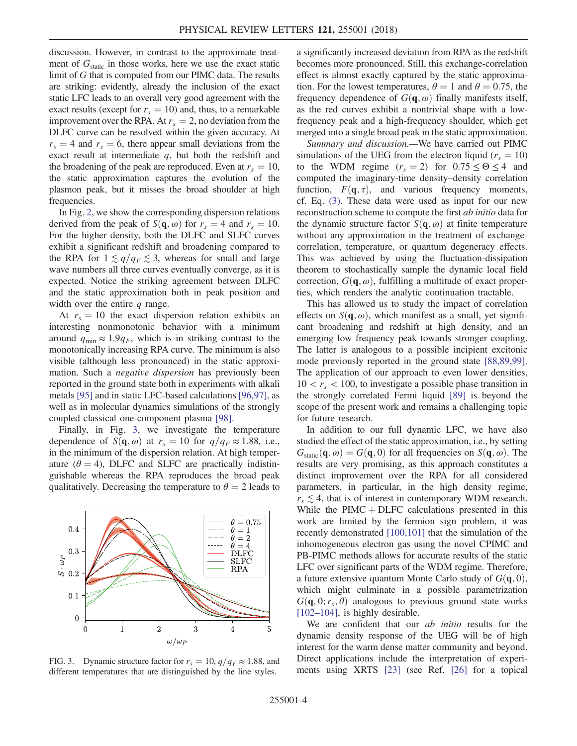discussion. However, in contrast to the approximate treatment of $G_{\mathrm{static}}$ in those works, here we use the exact static limit of $G$ that is computed from our PIMC data. The results are striking: evidently, already the inclusion of the exact static LFC leads to an overall very good agreement with the exact results (except for $r_s = 10$) and, thus, to a remarkable improvement over the RPA. At $r_s = 2$, no deviation from the DLFC curve can be resolved within the given accuracy. At $r_s = 4$ and $r_s = 6$, there appear small deviations from the exact result at intermediate $q$, but both the redshift and the broadening of the peak are reproduced. Even at $r_s = 10$, the static approximation captures the evolution of the plasmon peak, but it misses the broad shoulder at high frequencies.

In Fig. 2, we show the corresponding dispersion relations derived from the peak of $S(\mathbf{q},\omega)$ for $r_s = 4$ and $r_s = 10$. For the higher density, both the DLFC and SLFC curves exhibit a significant redshift and broadening compared to the RPA for $1 \lesssim q/q_F \lesssim 3$, whereas for small and large wave numbers all three curves eventually converge, as it is expected. Notice the striking agreement between DLFC and the static approximation both in peak position and width over the entire $q$ range.

At $r_s = 10$ the exact dispersion relation exhibits an interesting nonmonotonic behavior with a minimum around $q_{\mathrm{min}} \approx 1.9 q_F$, which is in striking contrast to the monotonically increasing RPA curve. The minimum is also visible (although less pronounced) in the static approximation. Such a *negative dispersion* has previously been reported in the ground state both in experiments with alkali metals [95] and in static LFC-based calculations [96,97], as well as in molecular dynamics simulations of the strongly coupled classical one-component plasma [98].

Finally, in Fig. 3, we investigate the temperature dependence of $S(\mathbf{q},\omega)$ at $r_s = 10$ for $q/q_F \approx 1.88$, i.e., in the minimum of the dispersion relation. At high temperature ($\theta = 4$), DLFC and SLFC are practically indistinguishable whereas the RPA reproduces the broad peak qualitatively. Decreasing the temperature to $\theta = 2$ leads to a significantly increased deviation from RPA as the redshift becomes more pronounced. Still, this exchange-correlation effect is almost exactly captured by the static approximation. For the lowest temperatures, $\theta = 1$ and $\theta = 0.75$, the frequency dependence of $G(\mathbf{q},\omega)$ finally manifests itself, as the red curves exhibit a nontrivial shape with a low-frequency peak and a high-frequency shoulder, which get merged into a single broad peak in the static approximation.

FIG. 3. Dynamic structure factor for $r_s = 10$, $q/q_F \approx 1.88$, and different temperatures that are distinguished by the line styles.

*Summary and discussion.*—We have carried out PIMC simulations of the UEG from the electron liquid ($r_s = 10$) to the WDM regime ($r_s = 2$) for $0.75 \leq \Theta \leq 4$ and computed the imaginary-time density–density correlation function, $F(\mathbf{q},\tau)$, and various frequency moments, cf. Eq. (3). These data were used as input for our new reconstruction scheme to compute the first *ab initio* data for the dynamic structure factor $S(\mathbf{q},\omega)$ at finite temperature without any approximation in the treatment of exchange-correlation, temperature, or quantum degeneracy effects. This was achieved by using the fluctuation-dissipation theorem to stochastically sample the dynamic local field correction, $G(\mathbf{q},\omega)$, fulfilling a multitude of exact properties, which renders the analytic continuation tractable.

This has allowed us to study the impact of correlation effects on $S(\mathbf{q},\omega)$, which manifest as a small, yet significant broadening and redshift at high density, and an emerging low frequency peak towards stronger coupling. The latter is analogous to a possible incipient excitonic mode previously reported in the ground state [88,89,99]. The application of our approach to even lower densities, $10 < r_s < 100$, to investigate a possible phase transition in the strongly correlated Fermi liquid [89] is beyond the scope of the present work and remains a challenging topic for future research.

In addition to our full dynamic LFC, we have also studied the effect of the static approximation, i.e., by setting $G_{\mathrm{static}}(\mathbf{q},\omega) = G(\mathbf{q},0)$ for all frequencies on $S(\mathbf{q},\omega)$. The results are very promising, as this approach constitutes a distinct improvement over the RPA for all considered parameters, in particular, in the high density regime, $r_s \lesssim 4$, that is of interest in contemporary WDM research. While the PIMC + DLFC calculations presented in this work are limited by the fermion sign problem, it was recently demonstrated [100,101] that the simulation of the inhomogeneous electron gas using the novel CPIMC and PB-PIMC methods allows for accurate results of the static LFC over significant parts of the WDM regime. Therefore, a future extensive quantum Monte Carlo study of $G(\mathbf{q},0)$, which might culminate in a possible parametrization $G(\mathbf{q},0;r_s,\theta)$ analogous to previous ground state works [102–104], is highly desirable.

We are confident that our *ab initio* results for the dynamic density response of the UEG will be of high interest for the warm dense matter community and beyond. Direct applications include the interpretation of experiments using XRTS [23] (see Ref. [26] for a topical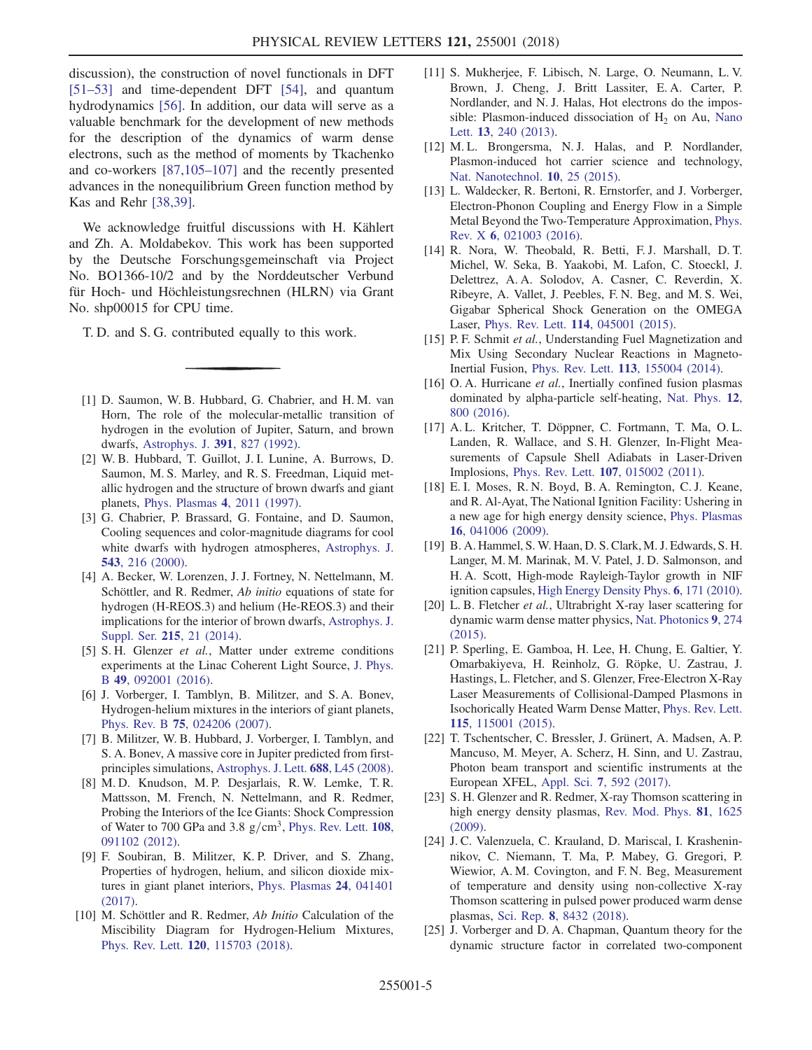discussion), the construction of novel functionals in DFT [51–53] and time-dependent DFT [54], and quantum hydrodynamics [56]. In addition, our data will serve as a valuable benchmark for the development of new methods for the description of the dynamics of warm dense electrons, such as the method of moments by Tkachenko and co-workers [87,105–107] and the recently presented advances in the nonequilibrium Green function method by Kas and Rehr [38,39].

We acknowledge fruitful discussions with H. Kählert and Zh. A. Moldabekov. This work has been supported by the Deutsche Forschungsgemeinschaft via Project No. BO1366-10/2 and by the Norddeutscher Verbund für Hoch- und Höchleistungsrechnen (HLRN) via Grant No. shp00015 for CPU time.

T. D. and S. G. contributed equally to this work.

---

[1] D. Saumon, W. B. Hubbard, G. Chabrier, and H. M. van Horn, The role of the molecular-metallic transition of hydrogen in the evolution of Jupiter, Saturn, and brown dwarfs, Astrophys. J. **391**, 827 (1992).

[2] W. B. Hubbard, T. Guillot, J. I. Lunine, A. Burrows, D. Saumon, M. S. Marley, and R. S. Freedman, Liquid metallic hydrogen and the structure of brown dwarfs and giant planets, Phys. Plasmas **4**, 2011 (1997).

[3] G. Chabrier, P. Brassard, G. Fontaine, and D. Saumon, Cooling sequences and color-magnitude diagrams for cool white dwarfs with hydrogen atmospheres, Astrophys. J. **543**, 216 (2000).

[4] A. Becker, W. Lorenzen, J. J. Fortney, N. Nettelmann, M. Schöttler, and R. Redmer, *Ab initio* equations of state for hydrogen (H-REOS.3) and helium (He-REOS.3) and their implications for the interior of brown dwarfs, Astrophys. J. Suppl. Ser. **215**, 21 (2014).

[5] S. H. Glenzer *et al.*, Matter under extreme conditions experiments at the Linac Coherent Light Source, J. Phys. B **49**, 092001 (2016).

[6] J. Vorberger, I. Tamblyn, B. Militzer, and S. A. Bonev, Hydrogen-helium mixtures in the interiors of giant planets, Phys. Rev. B **75**, 024206 (2007).

[7] B. Militzer, W. B. Hubbard, J. Vorberger, I. Tamblyn, and S. A. Bonev, A massive core in Jupiter predicted from first-principles simulations, Astrophys. J. Lett. **688**, L45 (2008).

[8] M. D. Knudson, M. P. Desjarlais, R. W. Lemke, T. R. Mattsson, M. French, N. Nettelmann, and R. Redmer, Probing the Interiors of the Ice Giants: Shock Compression of Water to 700 GPa and 3.8 g/cm$^3$, Phys. Rev. Lett. **108**, 091102 (2012).

[9] F. Soubiran, B. Militzer, K. P. Driver, and S. Zhang, Properties of hydrogen, helium, and silicon dioxide mixtures in giant planet interiors, Phys. Plasmas **24**, 041401 (2017).

[10] M. Schöttler and R. Redmer, *Ab Initio* Calculation of the Miscibility Diagram for Hydrogen-Helium Mixtures, Phys. Rev. Lett. **120**, 115703 (2018).

[11] S. Mukherjee, F. Libisch, N. Large, O. Neumann, L. V. Brown, J. Cheng, J. Britt Lassiter, E. A. Carter, P. Nordlander, and N. J. Halas, Hot electrons do the impossible: Plasmon-induced dissociation of $H_2$ on Au, Nano Lett. **13**, 240 (2013).

[12] M. L. Brongersma, N. J. Halas, and P. Nordlander, Plasmon-induced hot carrier science and technology, Nat. Nanotechnol. **10**, 25 (2015).

[13] L. Waldecker, R. Bertoni, R. Ernstorfer, and J. Vorberger, Electron-Phonon Coupling and Energy Flow in a Simple Metal Beyond the Two-Temperature Approximation, Phys. Rev. X **6**, 021003 (2016).

[14] R. Nora, W. Theobald, R. Betti, F. J. Marshall, D. T. Michel, W. Seka, B. Yaakobi, M. Lafon, C. Stoeckl, J. Delettrez, A. A. Solodov, A. Casner, C. Reverdin, X. Ribeyre, A. Vallet, J. Peebles, F. N. Beg, and M. S. Wei, Gigabar Spherical Shock Generation on the OMEGA Laser, Phys. Rev. Lett. **114**, 045001 (2015).

[15] P. F. Schmit *et al.*, Understanding Fuel Magnetization and Mix Using Secondary Nuclear Reactions in Magneto-Inertial Fusion, Phys. Rev. Lett. **113**, 155004 (2014).

[16] O. A. Hurricane *et al.*, Inertially confined fusion plasmas dominated by alpha-particle self-heating, Nat. Phys. **12**, 800 (2016).

[17] A. L. Kritcher, T. Döppner, C. Fortmann, T. Ma, O. L. Landen, R. Wallace, and S. H. Glenzer, In-Flight Measurements of Capsule Shell Adiabats in Laser-Driven Implosions, Phys. Rev. Lett. **107**, 015002 (2011).

[18] E. I. Moses, R. N. Boyd, B. A. Remington, C. J. Keane, and R. Al-Ayat, The National Ignition Facility: Ushering in a new age for high energy density science, Phys. Plasmas **16**, 041006 (2009).

[19] B. A. Hammel, S. W. Haan, D. S. Clark, M. J. Edwards, S. H. Langer, M. M. Marinak, M. V. Patel, J. D. Salmonson, and H. A. Scott, High-mode Rayleigh-Taylor growth in NIF ignition capsules, High Energy Density Phys. **6**, 171 (2010).

[20] L. B. Fletcher *et al.*, Ultrabright X-ray laser scattering for dynamic warm dense matter physics, Nat. Photonics **9**, 274 (2015).

[21] P. Sperling, E. Gamboa, H. Lee, H. Chung, E. Galtier, Y. Omarbakiyeva, H. Reinholz, G. Röpke, U. Zastrau, J. Hastings, L. Fletcher, and S. Glenzer, Free-Electron X-Ray Laser Measurements of Collisional-Damped Plasmons in Isochorically Heated Warm Dense Matter, Phys. Rev. Lett. **115**, 115001 (2015).

[22] T. Tschentscher, C. Bressler, J. Grünert, A. Madsen, A. P. Mancuso, M. Meyer, A. Scherz, H. Sinn, and U. Zastrau, Photon beam transport and scientific instruments at the European XFEL, Appl. Sci. **7**, 592 (2017).

[23] S. H. Glenzer and R. Redmer, X-ray Thomson scattering in high energy density plasmas, Rev. Mod. Phys. **81**, 1625 (2009).

[24] J. C. Valenzuela, C. Krauland, D. Mariscal, I. Krasheninnikov, C. Niemann, T. Ma, P. Mabey, G. Gregori, P. Wiewior, A. M. Covington, and F. N. Beg, Measurement of temperature and density using non-collective X-ray Thomson scattering in pulsed power produced warm dense plasmas, Sci. Rep. **8**, 8432 (2018).

[25] J. Vorberger and D. A. Chapman, Quantum theory for the dynamic structure factor in correlated two-component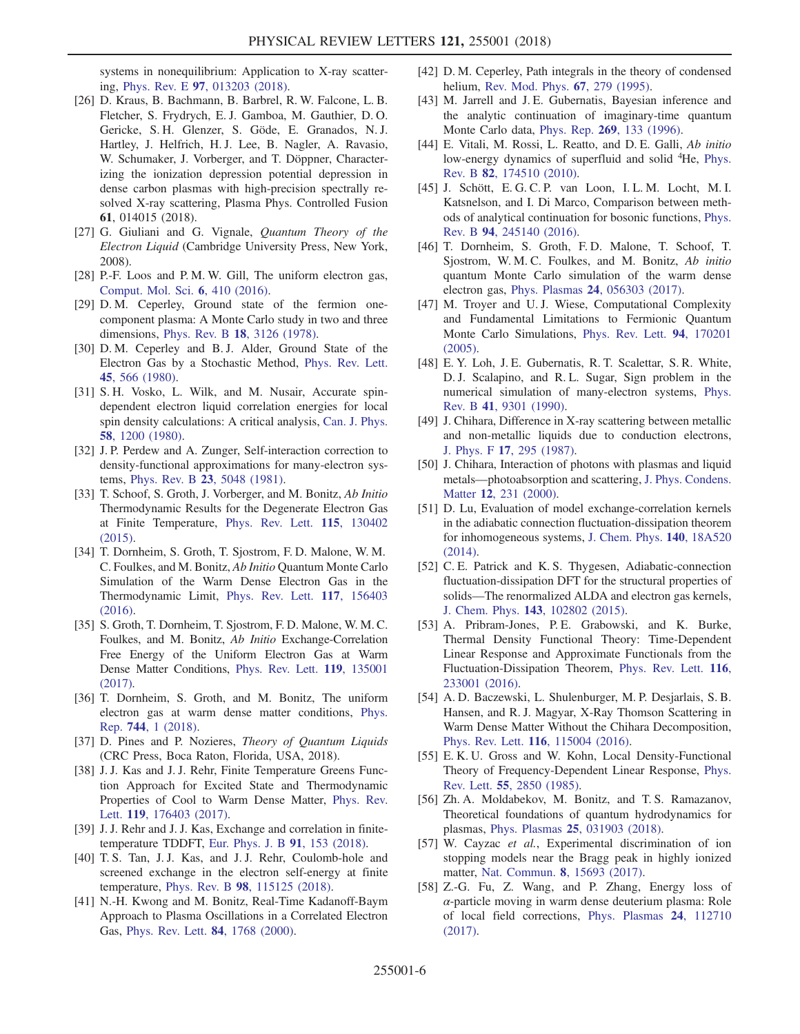systems in nonequilibrium: Application to X-ray scattering, Phys. Rev. E **97**, 013203 (2018).

[26] D. Kraus, B. Bachmann, B. Barbrel, R. W. Falcone, L. B. Fletcher, S. Frydrych, E. J. Gamboa, M. Gauthier, D. O. Gericke, S. H. Glenzer, S. Göde, E. Granados, N. J. Hartley, J. Helfrich, H. J. Lee, B. Nagler, A. Ravasio, W. Schumaker, J. Vorberger, and T. Döppner, Characterizing the ionization depression potential depression in dense carbon plasmas with high-precision spectrally resolved X-ray scattering, Plasma Phys. Controlled Fusion **61**, 014015 (2018).

[27] G. Giuliani and G. Vignale, *Quantum Theory of the Electron Liquid* (Cambridge University Press, New York, 2008).

[28] P.-F. Loos and P. M. W. Gill, The uniform electron gas, Comput. Mol. Sci. **6**, 410 (2016).

[29] D. M. Ceperley, Ground state of the fermion one-component plasma: A Monte Carlo study in two and three dimensions, Phys. Rev. B **18**, 3126 (1978).

[30] D. M. Ceperley and B. J. Alder, Ground State of the Electron Gas by a Stochastic Method, Phys. Rev. Lett. **45**, 566 (1980).

[31] S. H. Vosko, L. Wilk, and M. Nusair, Accurate spin-dependent electron liquid correlation energies for local spin density calculations: A critical analysis, Can. J. Phys. **58**, 1200 (1980).

[32] J. P. Perdew and A. Zunger, Self-interaction correction to density-functional approximations for many-electron systems, Phys. Rev. B **23**, 5048 (1981).

[33] T. Schoof, S. Groth, J. Vorberger, and M. Bonitz, *Ab Initio* Thermodynamic Results for the Degenerate Electron Gas at Finite Temperature, Phys. Rev. Lett. **115**, 130402 (2015).

[34] T. Dornheim, S. Groth, T. Sjostrom, F. D. Malone, W. M. C. Foulkes, and M. Bonitz, *Ab Initio* Quantum Monte Carlo Simulation of the Warm Dense Electron Gas in the Thermodynamic Limit, Phys. Rev. Lett. **117**, 156403 (2016).

[35] S. Groth, T. Dornheim, T. Sjostrom, F. D. Malone, W. M. C. Foulkes, and M. Bonitz, *Ab Initio* Exchange-Correlation Free Energy of the Uniform Electron Gas at Warm Dense Matter Conditions, Phys. Rev. Lett. **119**, 135001 (2017).

[36] T. Dornheim, S. Groth, and M. Bonitz, The uniform electron gas at warm dense matter conditions, Phys. Rep. **744**, 1 (2018).

[37] D. Pines and P. Nozieres, *Theory of Quantum Liquids* (CRC Press, Boca Raton, Florida, USA, 2018).

[38] J. J. Kas and J. J. Rehr, Finite Temperature Greens Function Approach for Excited State and Thermodynamic Properties of Cool to Warm Dense Matter, Phys. Rev. Lett. **119**, 176403 (2017).

[39] J. J. Rehr and J. J. Kas, Exchange and correlation in finite-temperature TDDFT, Eur. Phys. J. B **91**, 153 (2018).

[40] T. S. Tan, J. J. Kas, and J. J. Rehr, Coulomb-hole and screened exchange in the electron self-energy at finite temperature, Phys. Rev. B **98**, 115125 (2018).

[41] N.-H. Kwong and M. Bonitz, Real-Time Kadanoff-Baym Approach to Plasma Oscillations in a Correlated Electron Gas, Phys. Rev. Lett. **84**, 1768 (2000).

[42] D. M. Ceperley, Path integrals in the theory of condensed helium, Rev. Mod. Phys. **67**, 279 (1995).

[43] M. Jarrell and J. E. Gubernatis, Bayesian inference and the analytic continuation of imaginary-time quantum Monte Carlo data, Phys. Rep. **269**, 133 (1996).

[44] E. Vitali, M. Rossi, L. Reatto, and D. E. Galli, *Ab initio* low-energy dynamics of superfluid and solid $^4$He, Phys. Rev. B **82**, 174510 (2010).

[45] J. Schött, E. G. C. P. van Loon, I. L. M. Locht, M. I. Katsnelson, and I. Di Marco, Comparison between methods of analytical continuation for bosonic functions, Phys. Rev. B **94**, 245140 (2016).

[46] T. Dornheim, S. Groth, F. D. Malone, T. Schoof, T. Sjostrom, W. M. C. Foulkes, and M. Bonitz, *Ab initio* quantum Monte Carlo simulation of the warm dense electron gas, Phys. Plasmas **24**, 056303 (2017).

[47] M. Troyer and U. J. Wiese, Computational Complexity and Fundamental Limitations to Fermionic Quantum Monte Carlo Simulations, Phys. Rev. Lett. **94**, 170201 (2005).

[48] E. Y. Loh, J. E. Gubernatis, R. T. Scalettar, S. R. White, D. J. Scalapino, and R. L. Sugar, Sign problem in the numerical simulation of many-electron systems, Phys. Rev. B **41**, 9301 (1990).

[49] J. Chihara, Difference in X-ray scattering between metallic and non-metallic liquids due to conduction electrons, J. Phys. F **17**, 295 (1987).

[50] J. Chihara, Interaction of photons with plasmas and liquid metals—photoabsorption and scattering, J. Phys. Condens. Matter **12**, 231 (2000).

[51] D. Lu, Evaluation of model exchange-correlation kernels in the adiabatic connection fluctuation-dissipation theorem for inhomogeneous systems, J. Chem. Phys. **140**, 18A520 (2014).

[52] C. E. Patrick and K. S. Thygesen, Adiabatic-connection fluctuation-dissipation DFT for the structural properties of solids—The renormalized ALDA and electron gas kernels, J. Chem. Phys. **143**, 102802 (2015).

[53] A. Pribram-Jones, P. E. Grabowski, and K. Burke, Thermal Density Functional Theory: Time-Dependent Linear Response and Approximate Functionals from the Fluctuation-Dissipation Theorem, Phys. Rev. Lett. **116**, 233001 (2016).

[54] A. D. Baczewski, L. Shulenburger, M. P. Desjarlais, S. B. Hansen, and R. J. Magyar, X-Ray Thomson Scattering in Warm Dense Matter Without the Chihara Decomposition, Phys. Rev. Lett. **116**, 115004 (2016).

[55] E. K. U. Gross and W. Kohn, Local Density-Functional Theory of Frequency-Dependent Linear Response, Phys. Rev. Lett. **55**, 2850 (1985).

[56] Zh. A. Moldabekov, M. Bonitz, and T. S. Ramazanov, Theoretical foundations of quantum hydrodynamics for plasmas, Phys. Plasmas **25**, 031903 (2018).

[57] W. Cayzac *et al.*, Experimental discrimination of ion stopping models near the Bragg peak in highly ionized matter, Nat. Commun. **8**, 15693 (2017).

[58] Z.-G. Fu, Z. Wang, and P. Zhang, Energy loss of $\alpha$-particle moving in warm dense deuterium plasma: Role of local field corrections, Phys. Plasmas **24**, 112710 (2017).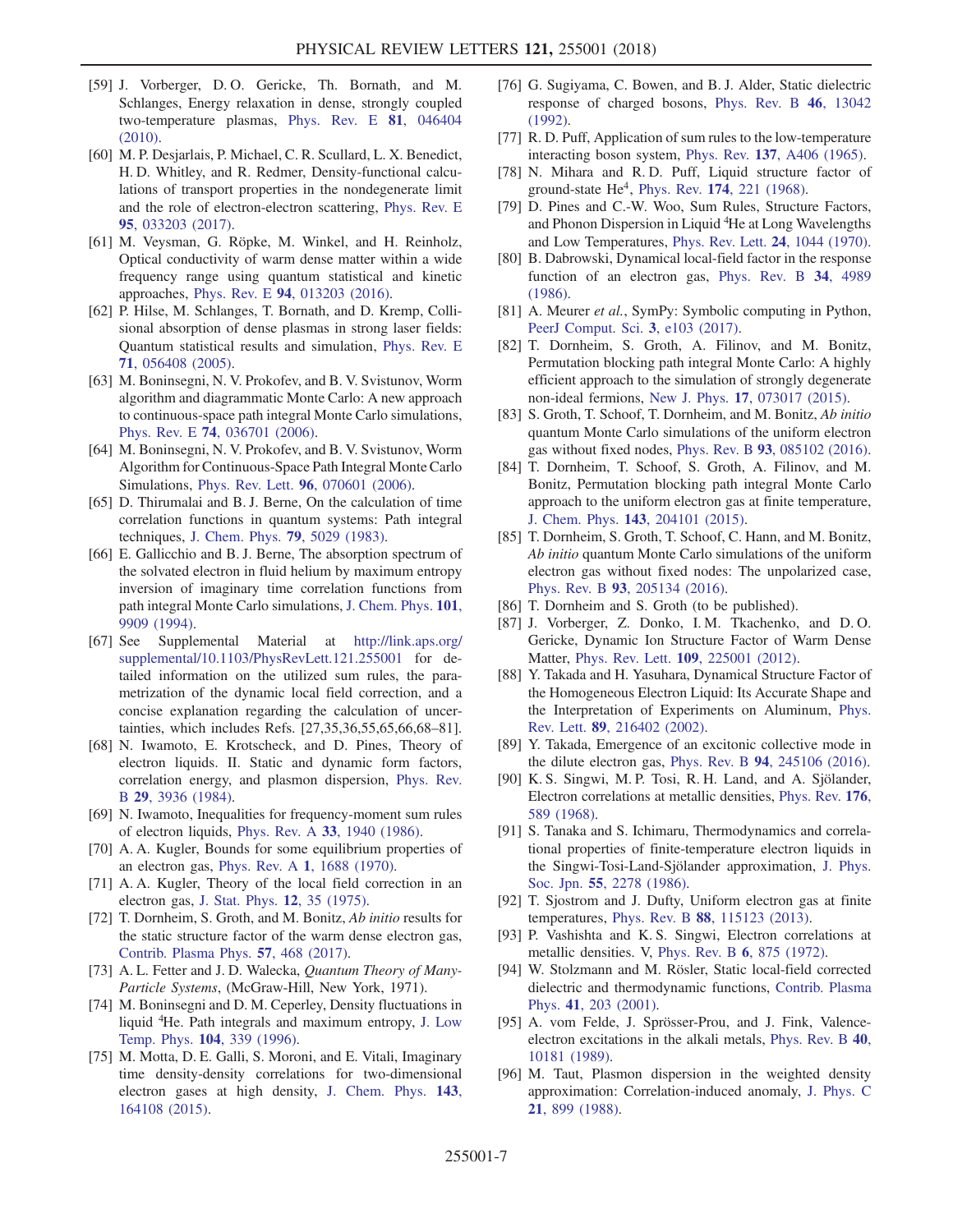[59] J. Vorberger, D. O. Gericke, Th. Bornath, and M. Schlanges, Energy relaxation in dense, strongly coupled two-temperature plasmas, Phys. Rev. E **81**, 046404 (2010).

[60] M. P. Desjarlais, P. Michael, C. R. Scullard, L. X. Benedict, H. D. Whitley, and R. Redmer, Density-functional calculations of transport properties in the nondegenerate limit and the role of electron-electron scattering, Phys. Rev. E **95**, 033203 (2017).

[61] M. Veysman, G. Röpke, M. Winkel, and H. Reinholz, Optical conductivity of warm dense matter within a wide frequency range using quantum statistical and kinetic approaches, Phys. Rev. E **94**, 013203 (2016).

[62] P. Hilse, M. Schlanges, T. Bornath, and D. Kremp, Collisional absorption of dense plasmas in strong laser fields: Quantum statistical results and simulation, Phys. Rev. E **71**, 056408 (2005).

[63] M. Boninsegni, N. V. Prokofev, and B. V. Svistunov, Worm algorithm and diagrammatic Monte Carlo: A new approach to continuous-space path integral Monte Carlo simulations, Phys. Rev. E **74**, 036701 (2006).

[64] M. Boninsegni, N. V. Prokofev, and B. V. Svistunov, Worm Algorithm for Continuous-Space Path Integral Monte Carlo Simulations, Phys. Rev. Lett. **96**, 070601 (2006).

[65] D. Thirumalai and B. J. Berne, On the calculation of time correlation functions in quantum systems: Path integral techniques, J. Chem. Phys. **79**, 5029 (1983).

[66] E. Gallicchio and B. J. Berne, The absorption spectrum of the solvated electron in fluid helium by maximum entropy inversion of imaginary time correlation functions from path integral Monte Carlo simulations, J. Chem. Phys. **101**, 9909 (1994).

[67] See Supplemental Material at http://link.aps.org/supplemental/10.1103/PhysRevLett.121.255001 for detailed information on the utilized sum rules, the parametrization of the dynamic local field correction, and a concise explanation regarding the calculation of uncertainties, which includes Refs. [27,35,36,55,65,66,68–81].

[68] N. Iwamoto, E. Krotscheck, and D. Pines, Theory of electron liquids. II. Static and dynamic form factors, correlation energy, and plasmon dispersion, Phys. Rev. B **29**, 3936 (1984).

[69] N. Iwamoto, Inequalities for frequency-moment sum rules of electron liquids, Phys. Rev. A **33**, 1940 (1986).

[70] A. A. Kugler, Bounds for some equilibrium properties of an electron gas, Phys. Rev. A **1**, 1688 (1970).

[71] A. A. Kugler, Theory of the local field correction in an electron gas, J. Stat. Phys. **12**, 35 (1975).

[72] T. Dornheim, S. Groth, and M. Bonitz, *Ab initio* results for the static structure factor of the warm dense electron gas, Contrib. Plasma Phys. **57**, 468 (2017).

[73] A. L. Fetter and J. D. Walecka, *Quantum Theory of Many-Particle Systems*, (McGraw-Hill, New York, 1971).

[74] M. Boninsegni and D. M. Ceperley, Density fluctuations in liquid $^4$He. Path integrals and maximum entropy, J. Low Temp. Phys. **104**, 339 (1996).

[75] M. Motta, D. E. Galli, S. Moroni, and E. Vitali, Imaginary time density-density correlations for two-dimensional electron gases at high density, J. Chem. Phys. **143**, 164108 (2015).

[76] G. Sugiyama, C. Bowen, and B. J. Alder, Static dielectric response of charged bosons, Phys. Rev. B **46**, 13042 (1992).

[77] R. D. Puff, Application of sum rules to the low-temperature interacting boson system, Phys. Rev. **137**, A406 (1965).

[78] N. Mihara and R. D. Puff, Liquid structure factor of ground-state He$^4$, Phys. Rev. **174**, 221 (1968).

[79] D. Pines and C.-W. Woo, Sum Rules, Structure Factors, and Phonon Dispersion in Liquid $^4$He at Long Wavelengths and Low Temperatures, Phys. Rev. Lett. **24**, 1044 (1970).

[80] B. Dabrowski, Dynamical local-field factor in the response function of an electron gas, Phys. Rev. B **34**, 4989 (1986).

[81] A. Meurer *et al.*, SymPy: Symbolic computing in Python, PeerJ Comput. Sci. **3**, e103 (2017).

[82] T. Dornheim, S. Groth, A. Filinov, and M. Bonitz, Permutation blocking path integral Monte Carlo: A highly efficient approach to the simulation of strongly degenerate non-ideal fermions, New J. Phys. **17**, 073017 (2015).

[83] S. Groth, T. Schoof, T. Dornheim, and M. Bonitz, *Ab initio* quantum Monte Carlo simulations of the uniform electron gas without fixed nodes, Phys. Rev. B **93**, 085102 (2016).

[84] T. Dornheim, T. Schoof, S. Groth, A. Filinov, and M. Bonitz, Permutation blocking path integral Monte Carlo approach to the uniform electron gas at finite temperature, J. Chem. Phys. **143**, 204101 (2015).

[85] T. Dornheim, S. Groth, T. Schoof, C. Hann, and M. Bonitz, *Ab initio* quantum Monte Carlo simulations of the uniform electron gas without fixed nodes: The unpolarized case, Phys. Rev. B **93**, 205134 (2016).

[86] T. Dornheim and S. Groth (to be published).

[87] J. Vorberger, Z. Donko, I. M. Tkachenko, and D. O. Gericke, Dynamic Ion Structure Factor of Warm Dense Matter, Phys. Rev. Lett. **109**, 225001 (2012).

[88] Y. Takada and H. Yasuhara, Dynamical Structure Factor of the Homogeneous Electron Liquid: Its Accurate Shape and the Interpretation of Experiments on Aluminum, Phys. Rev. Lett. **89**, 216402 (2002).

[89] Y. Takada, Emergence of an excitonic collective mode in the dilute electron gas, Phys. Rev. B **94**, 245106 (2016).

[90] K. S. Singwi, M. P. Tosi, R. H. Land, and A. Sjölander, Electron correlations at metallic densities, Phys. Rev. **176**, 589 (1968).

[91] S. Tanaka and S. Ichimaru, Thermodynamics and correlational properties of finite-temperature electron liquids in the Singwi-Tosi-Land-Sjölander approximation, J. Phys. Soc. Jpn. **55**, 2278 (1986).

[92] T. Sjostrom and J. Dufty, Uniform electron gas at finite temperatures, Phys. Rev. B **88**, 115123 (2013).

[93] P. Vashishta and K. S. Singwi, Electron correlations at metallic densities. V, Phys. Rev. B **6**, 875 (1972).

[94] W. Stolzmann and M. Rösler, Static local-field corrected dielectric and thermodynamic functions, Contrib. Plasma Phys. **41**, 203 (2001).

[95] A. vom Felde, J. Sprösser-Prou, and J. Fink, Valence-electron excitations in the alkali metals, Phys. Rev. B **40**, 10181 (1989).

[96] M. Taut, Plasmon dispersion in the weighted density approximation: Correlation-induced anomaly, J. Phys. C **21**, 899 (1988).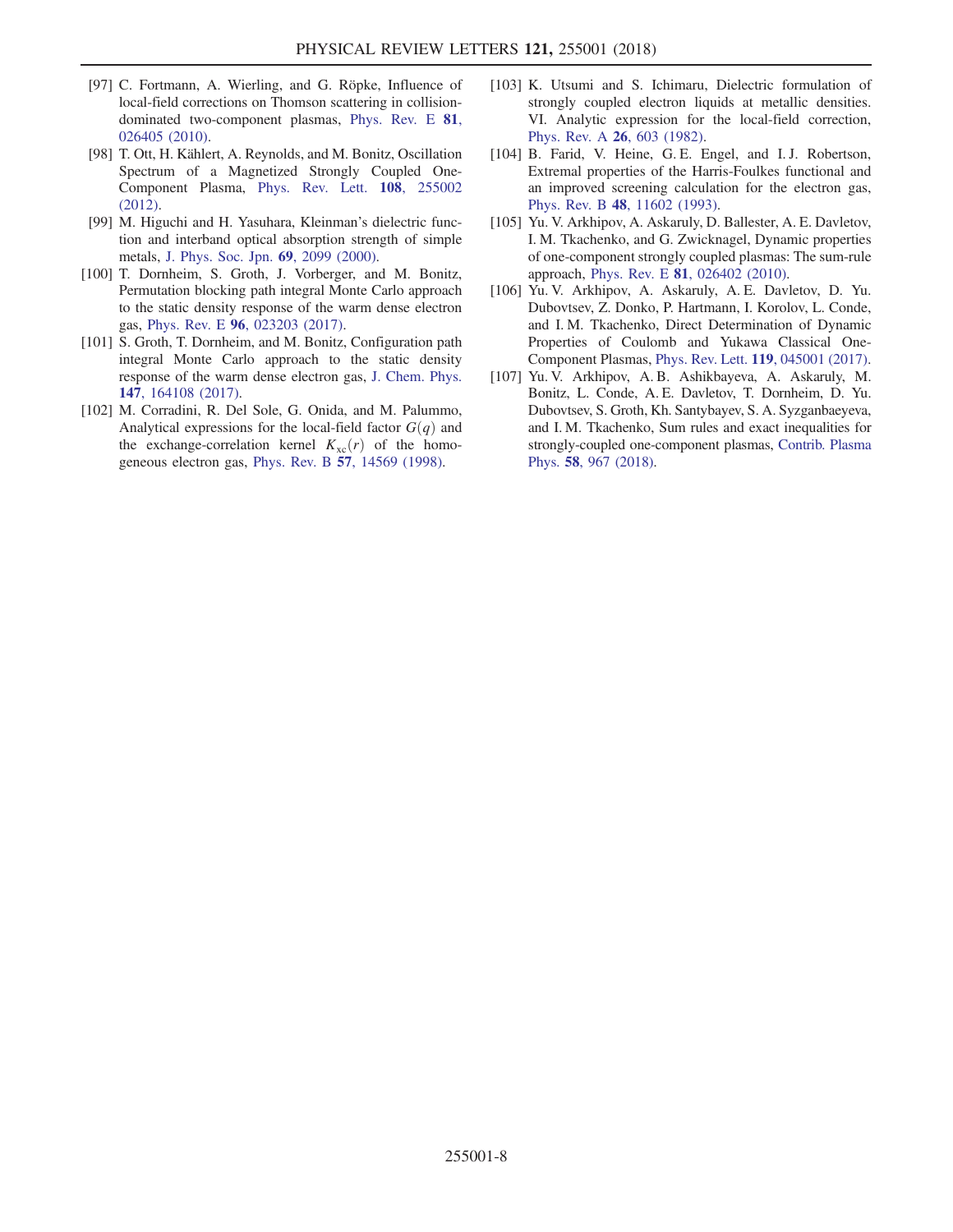[97] C. Fortmann, A. Wierling, and G. Röpke, Influence of local-field corrections on Thomson scattering in collision-dominated two-component plasmas, Phys. Rev. E **81**, 026405 (2010).

[98] T. Ott, H. Kählert, A. Reynolds, and M. Bonitz, Oscillation Spectrum of a Magnetized Strongly Coupled One-Component Plasma, Phys. Rev. Lett. **108**, 255002 (2012).

[99] M. Higuchi and H. Yasuhara, Kleinman's dielectric function and interband optical absorption strength of simple metals, J. Phys. Soc. Jpn. **69**, 2099 (2000).

[100] T. Dornheim, S. Groth, J. Vorberger, and M. Bonitz, Permutation blocking path integral Monte Carlo approach to the static density response of the warm dense electron gas, Phys. Rev. E **96**, 023203 (2017).

[101] S. Groth, T. Dornheim, and M. Bonitz, Configuration path integral Monte Carlo approach to the static density response of the warm dense electron gas, J. Chem. Phys. **147**, 164108 (2017).

[102] M. Corradini, R. Del Sole, G. Onida, and M. Palummo, Analytical expressions for the local-field factor $G(q)$ and the exchange-correlation kernel $K_{xc}(r)$ of the homogeneous electron gas, Phys. Rev. B **57**, 14569 (1998).

[103] K. Utsumi and S. Ichimaru, Dielectric formulation of strongly coupled electron liquids at metallic densities. VI. Analytic expression for the local-field correction, Phys. Rev. A **26**, 603 (1982).

[104] B. Farid, V. Heine, G. E. Engel, and I. J. Robertson, Extremal properties of the Harris-Foulkes functional and an improved screening calculation for the electron gas, Phys. Rev. B **48**, 11602 (1993).

[105] Yu. V. Arkhipov, A. Askaruly, D. Ballester, A. E. Davletov, I. M. Tkachenko, and G. Zwicknagel, Dynamic properties of one-component strongly coupled plasmas: The sum-rule approach, Phys. Rev. E **81**, 026402 (2010).

[106] Yu. V. Arkhipov, A. Askaruly, A. E. Davletov, D. Yu. Dubovtsev, Z. Donko, P. Hartmann, I. Korolov, L. Conde, and I. M. Tkachenko, Direct Determination of Dynamic Properties of Coulomb and Yukawa Classical One-Component Plasmas, Phys. Rev. Lett. **119**, 045001 (2017).

[107] Yu. V. Arkhipov, A. B. Ashikbayeva, A. Askaruly, M. Bonitz, L. Conde, A. E. Davletov, T. Dornheim, D. Yu. Dubovtsev, S. Groth, Kh. Santybayev, S. A. Syzganbaeyeva, and I. M. Tkachenko, Sum rules and exact inequalities for strongly-coupled one-component plasmas, Contrib. Plasma Phys. **58**, 967 (2018).